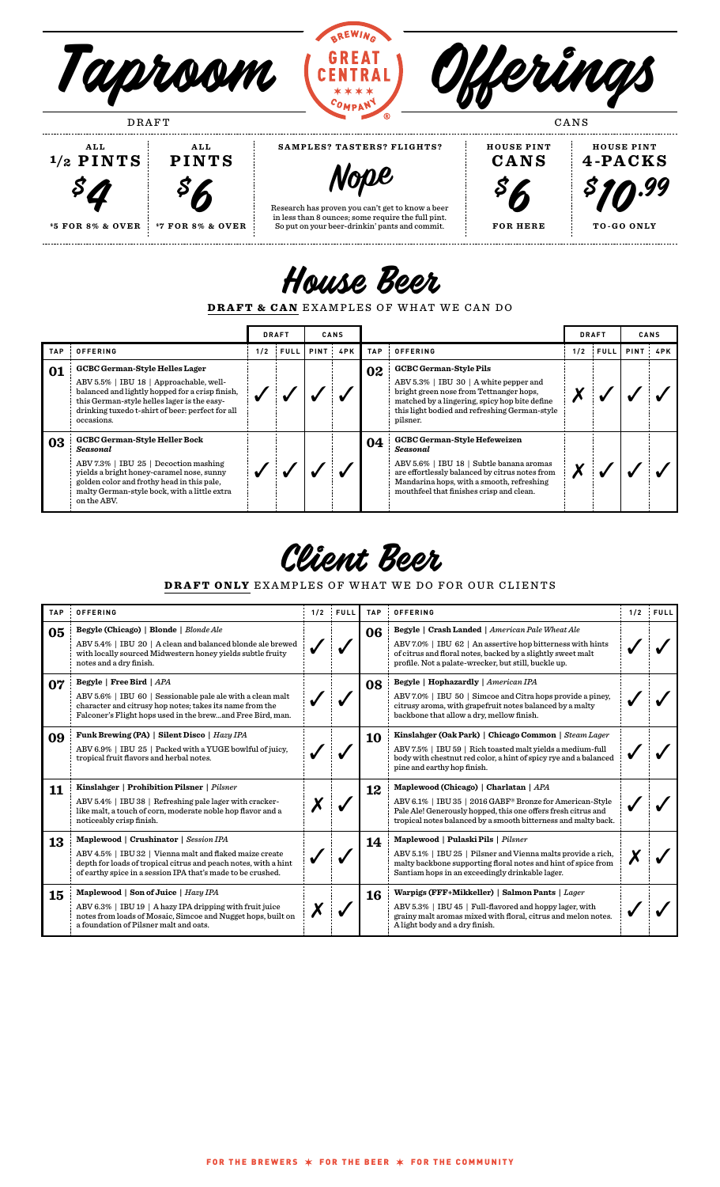# Taproom Offerings

BREWING GREAT CENTRAL COMPANY

**DRAFT**

**ALL 1/2 PINTS**
$4
$5 FOR 8% & OVER

**ALL PINTS**
$6
$7 FOR 8% & OVER

**SAMPLES? TASTERS? FLIGHTS?**

*Nope*

Research has proven you can't get to know a beer in less than 8 ounces; some require the full pint. So put on your beer-drinkin' pants and commit.

**CANS**

**HOUSE PINT CANS**
$6
FOR HERE

**HOUSE PINT 4-PACKS**
$10.99
TO-GO ONLY

## House Beer

**DRAFT & CAN** EXAMPLES OF WHAT WE CAN DO

| TAP | OFFERING | DRAFT 1/2 | DRAFT FULL | CANS PINT | CANS 4PK | TAP | OFFERING | DRAFT 1/2 | DRAFT FULL | CANS PINT | CANS 4PK |
|---|---|---|---|---|---|---|---|---|---|---|---|
| 01 | **GCBC German-Style Helles Lager**<br>ABV 5.5% \| IBU 18 \| Approachable, well-balanced and lightly hopped for a crisp finish, this German-style helles lager is the easy-drinking tuxedo t-shirt of beer: perfect for all occasions. | ✓ | ✓ | ✓ | ✓ | 02 | **GCBC German-Style Pils**<br>ABV 5.3% \| IBU 30 \| A white pepper and bright green nose from Tettnanger hops, matched by a lingering, spicy hop bite define this light bodied and refreshing German-style pilsner. | ✗ | ✓ | ✓ | ✓ |
| 03 | **GCBC German-Style Heller Bock** *Seasonal*<br>ABV 7.3% \| IBU 25 \| Decoction mashing yields a bright honey-caramel nose, sunny golden color and frothy head in this pale, malty German-style bock, with a little extra on the ABV. | ✓ | ✓ | ✓ | ✓ | 04 | **GCBC German-Style Hefeweizen** *Seasonal*<br>ABV 5.6% \| IBU 18 \| Subtle banana aromas are effortlessly balanced by citrus notes from Mandarina hops, with a smooth, refreshing mouthfeel that finishes crisp and clean. | ✗ | ✓ | ✓ | ✓ |

## Client Beer

**DRAFT ONLY** EXAMPLES OF WHAT WE DO FOR OUR CLIENTS

| TAP | OFFERING | 1/2 | FULL | TAP | OFFERING | 1/2 | FULL |
|---|---|---|---|---|---|---|---|
| 05 | **Begyle (Chicago) \| Blonde \|** *Blonde Ale*<br>ABV 5.4% \| IBU 20 \| A clean and balanced blonde ale brewed with locally sourced Midwestern honey yields subtle fruity notes and a dry finish. | ✓ | ✓ | 06 | **Begyle \| Crash Landed \|** *American Pale Wheat Ale*<br>ABV 7.0% \| IBU 62 \| An assertive hop bitterness with hints of citrus and floral notes, backed by a slightly sweet malt profile. Not a palate-wrecker, but still, buckle up. | ✓ | ✓ |
| 07 | **Begyle \| Free Bird \|** *APA*<br>ABV 5.6% \| IBU 60 \| Sessionable pale ale with a clean malt character and citrusy hop notes; takes its name from the Falconer's Flight hops used in the brew...and Free Bird, man. | ✓ | ✓ | 08 | **Begyle \| Hophazardly \|** *American IPA*<br>ABV 7.0% \| IBU 50 \| Simcoe and Citra hops provide a piney, citrusy aroma, with grapefruit notes balanced by a malty backbone that allow a dry, mellow finish. | ✓ | ✓ |
| 09 | **Funk Brewing (PA) \| Silent Disco \|** *Hazy IPA*<br>ABV 6.9% \| IBU 25 \| Packed with a YUGE bowlful of juicy, tropical fruit flavors and herbal notes. | ✓ | ✓ | 10 | **Kinslahger (Oak Park) \| Chicago Common \|** *Steam Lager*<br>ABV 7.5% \| IBU 59 \| Rich toasted malt yields a medium-full body with chestnut red color, a hint of spicy rye and a balanced pine and earthy hop finish. | ✓ | ✓ |
| 11 | **Kinslahger \| Prohibition Pilsner \|** *Pilsner*<br>ABV 5.4% \| IBU 38 \| Refreshing pale lager with cracker-like malt, a touch of corn, moderate noble hop flavor and a noticeably crisp finish. | ✗ | ✓ | 12 | **Maplewood (Chicago) \| Charlatan \|** *APA*<br>ABV 6.1% \| IBU 35 \| 2016 GABF® Bronze for American-Style Pale Ale! Generously hopped, this one offers fresh citrus and tropical notes balanced by a smooth bitterness and malty back. | ✓ | ✓ |
| 13 | **Maplewood \| Crushinator \|** *Session IPA*<br>ABV 4.5% \| IBU 32 \| Vienna malt and flaked maize create depth for loads of tropical citrus and peach notes, with a hint of earthy spice in a session IPA that's made to be crushed. | ✓ | ✓ | 14 | **Maplewood \| Pulaski Pils \|** *Pilsner*<br>ABV 5.1% \| IBU 25 \| Pilsner and Vienna malts provide a rich, malty backbone supporting floral notes and hint of spice from Santiam hops in an exceedingly drinkable lager. | ✗ | ✓ |
| 15 | **Maplewood \| Son of Juice \|** *Hazy IPA*<br>ABV 6.3% \| IBU 19 \| A hazy IPA dripping with fruit juice notes from loads of Mosaic, Simcoe and Nugget hops, built on a foundation of Pilsner malt and oats. | ✗ | ✓ | 16 | **Warpigs (FFF+Mikkeller) \| Salmon Pants \|** *Lager*<br>ABV 5.3% \| IBU 45 \| Full-flavored and hoppy lager, with grainy malt aromas mixed with floral, citrus and melon notes. A light body and a dry finish. | ✓ | ✓ |

FOR THE BREWERS ✶ FOR THE BEER ✶ FOR THE COMMUNITY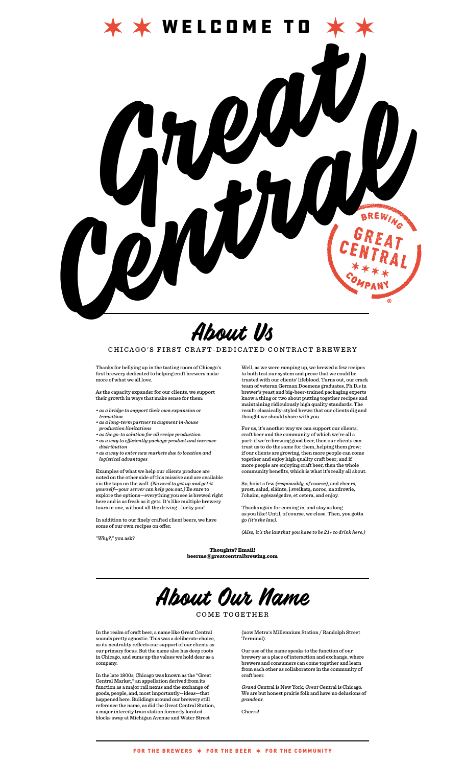★ ★ WELCOME TO ★ ★

# Great Central

BREWING GREAT CENTRAL ★★★★ COMPANY®

## About Us

CHICAGO'S FIRST CRAFT-DEDICATED CONTRACT BREWERY

Thanks for bellying up in the tasting room of Chicago's first brewery dedicated to helping craft brewers make more of what we all love.

As the capacity expander for our clients, we support their growth in ways that make sense for them:

- *as a bridge to support their own expansion or transition*
- *as a long-term partner to augment in-house production limitations*
- *as the go-to solution for all recipe production*
- *as a way to efficiently package product and increase distribution*
- *as a way to enter new markets due to location and logistical advantages*

Examples of what we help our clients produce are noted on the other side of this missive and are available via the taps on the wall. *(No need to get up and get it yourself—your server can help you out.)* Be sure to explore the options—everything you see is brewed right here and is as fresh as it gets. It's like multiple brewery tours in one, without all the driving—lucky you!

In addition to our finely crafted client beers, we have some of our own recipes on offer.

"*Why?*," you ask?

Well, as we were ramping up, we brewed a few recipes to both test our system and prove that we could be trusted with our clients' lifeblood. Turns out, our crack team of veteran German Doemens graduates, Ph.D.s in brewer's yeast and big-beer-trained packaging experts know a thing or two about putting together recipes and maintaining ridiculously high quality standards. The result: classically-styled brews that our clients dig and thought we should share with you.

For us, it's another way we can support our clients, craft beer and the community of which we're all a part: if we're brewing good beer, then our clients can trust us to do the same for them, helping them grow; if our clients are growing, then more people can come together and enjoy high quality craft beer; and if more people are enjoying craft beer, then the whole community benefits, which is what it's really all about.

So, hoist a few *(responsibly, of course)*, and cheers, prost, salud, sláinte, į sveikatą, noroc, na zdrowie, l'chaim, egészségedre, et cetera, and enjoy.

Thanks again for coming in, and stay as long as you like! Until, of course, we close. Then, you gotta go *(it's the law)*.

*(Also, it's the law that you have to be 21+ to drink here.)*

**Thoughts? Email!**
**beerme@greatcentralbrewing.com**

## About Our Name

COME TOGETHER

In the realm of craft beer, a name like Great Central sounds pretty agnostic. This was a deliberate choice, as its neutrality reflects our support of our clients as our primary focus. But the name also has deep roots in Chicago, and sums up the values we hold dear as a company.

In the late 1800s, Chicago was known as the "Great Central Market," an appellation derived from its function as a major rail nexus and the exchange of goods, people, and, most importantly—ideas—that happened here. Buildings around our brewery still reference the name, as did the Great Central Station, a major intercity train station formerly located blocks away at Michigan Avenue and Water Street (now Metra's Millennium Station / Randolph Street Terminal).

Our use of the name speaks to the function of our brewery as a place of interaction and exchange, where brewers and consumers can come together and learn from each other as collaborators in the community of craft beer.

*Grand* Central is New York; *Great* Central is Chicago. We are but honest prairie folk and have no delusions of *grand*eur.

Cheers!

FOR THE BREWERS ✶ FOR THE BEER ✶ FOR THE COMMUNITY